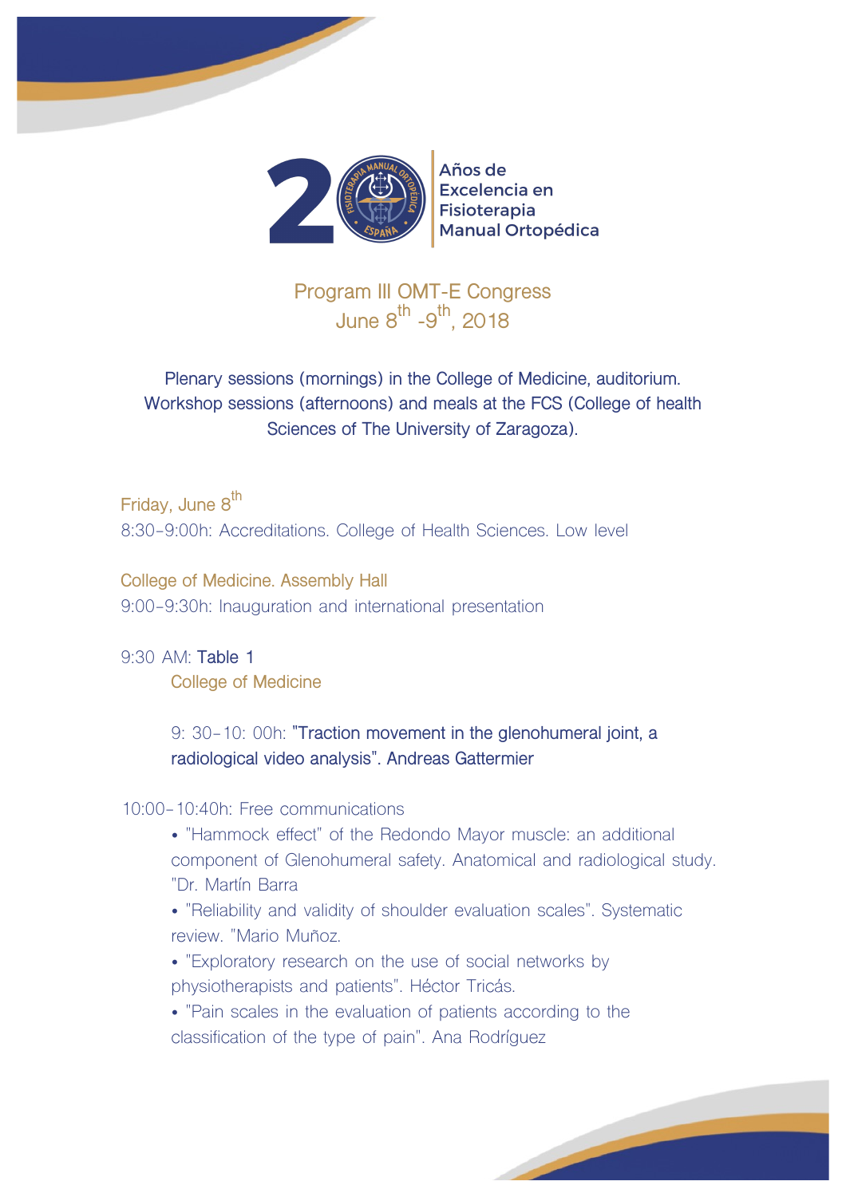Años de Excelencia en Fisioterapia Manual Ortopédica

# Program III OMT-E Congress
## June 8th -9th, 2018

Plenary sessions (mornings) in the College of Medicine, auditorium. Workshop sessions (afternoons) and meals at the FCS (College of health Sciences of The University of Zaragoza).

### Friday, June 8th

8:30-9:00h: Accreditations. College of Health Sciences. Low level

#### College of Medicine. Assembly Hall

9:00-9:30h: Inauguration and international presentation

9:30 AM: **Table 1**

College of Medicine

9: 30-10: 00h: "Traction movement in the glenohumeral joint, a radiological video analysis". Andreas Gattermier

10:00-10:40h: Free communications

- "Hammock effect" of the Redondo Mayor muscle: an additional component of Glenohumeral safety. Anatomical and radiological study. "Dr. Martín Barra
- "Reliability and validity of shoulder evaluation scales". Systematic review. "Mario Muñoz.
- "Exploratory research on the use of social networks by physiotherapists and patients". Héctor Tricás.
- "Pain scales in the evaluation of patients according to the classification of the type of pain". Ana Rodríguez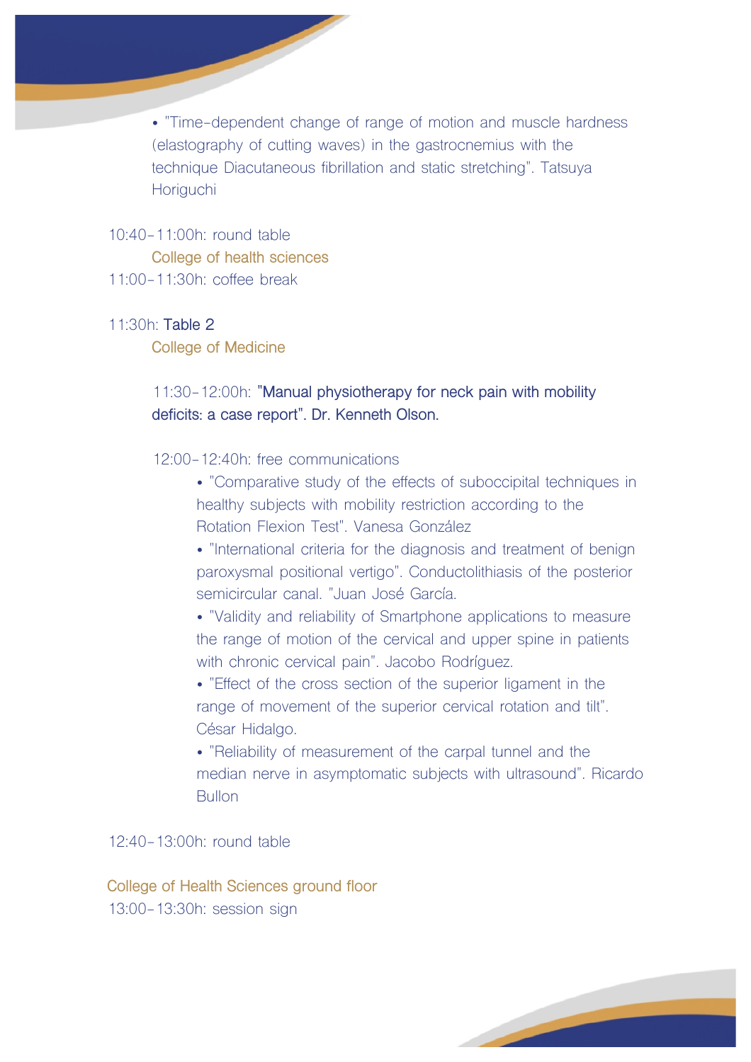- "Time-dependent change of range of motion and muscle hardness (elastography of cutting waves) in the gastrocnemius with the technique Diacutaneous fibrillation and static stretching". Tatsuya Horiguchi

10:40-11:00h: round table

College of health sciences

11:00-11:30h: coffee break

11:30h: **Table 2**

College of Medicine

11:30-12:00h: **"Manual physiotherapy for neck pain with mobility deficits: a case report". Dr. Kenneth Olson.**

12:00-12:40h: free communications

- "Comparative study of the effects of suboccipital techniques in healthy subjects with mobility restriction according to the Rotation Flexion Test". Vanesa González
- "International criteria for the diagnosis and treatment of benign paroxysmal positional vertigo". Conductolithiasis of the posterior semicircular canal. "Juan José García.
- "Validity and reliability of Smartphone applications to measure the range of motion of the cervical and upper spine in patients with chronic cervical pain". Jacobo Rodríguez.
- "Effect of the cross section of the superior ligament in the range of movement of the superior cervical rotation and tilt". César Hidalgo.
- "Reliability of measurement of the carpal tunnel and the median nerve in asymptomatic subjects with ultrasound". Ricardo Bullon

12:40-13:00h: round table

College of Health Sciences ground floor

13:00-13:30h: session sign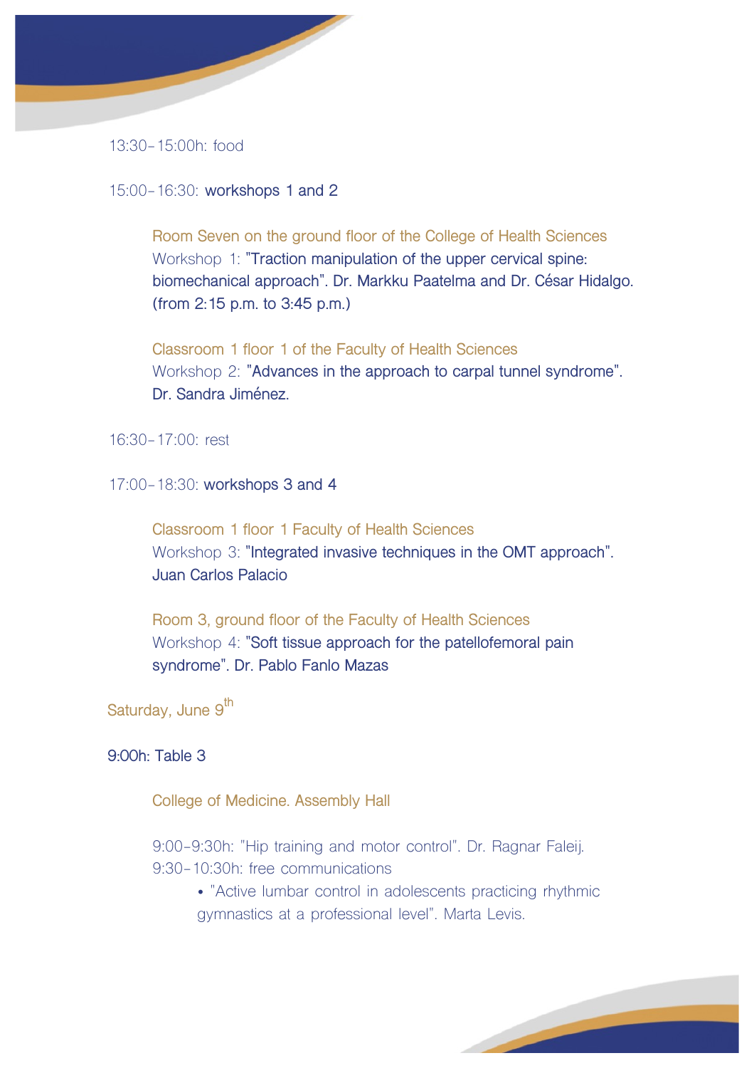13:30-15:00h: food

15:00-16:30: workshops 1 and 2

Room Seven on the ground floor of the College of Health Sciences
Workshop 1: "Traction manipulation of the upper cervical spine: biomechanical approach". Dr. Markku Paatelma and Dr. César Hidalgo. (from 2:15 p.m. to 3:45 p.m.)

Classroom 1 floor 1 of the Faculty of Health Sciences
Workshop 2: "Advances in the approach to carpal tunnel syndrome". Dr. Sandra Jiménez.

16:30-17:00: rest

17:00-18:30: workshops 3 and 4

Classroom 1 floor 1 Faculty of Health Sciences
Workshop 3: "Integrated invasive techniques in the OMT approach". Juan Carlos Palacio

Room 3, ground floor of the Faculty of Health Sciences
Workshop 4: "Soft tissue approach for the patellofemoral pain syndrome". Dr. Pablo Fanlo Mazas

## Saturday, June 9th

9:00h: Table 3

College of Medicine. Assembly Hall

9:00-9:30h: "Hip training and motor control". Dr. Ragnar Faleij.
9:30-10:30h: free communications

- "Active lumbar control in adolescents practicing rhythmic gymnastics at a professional level". Marta Levis.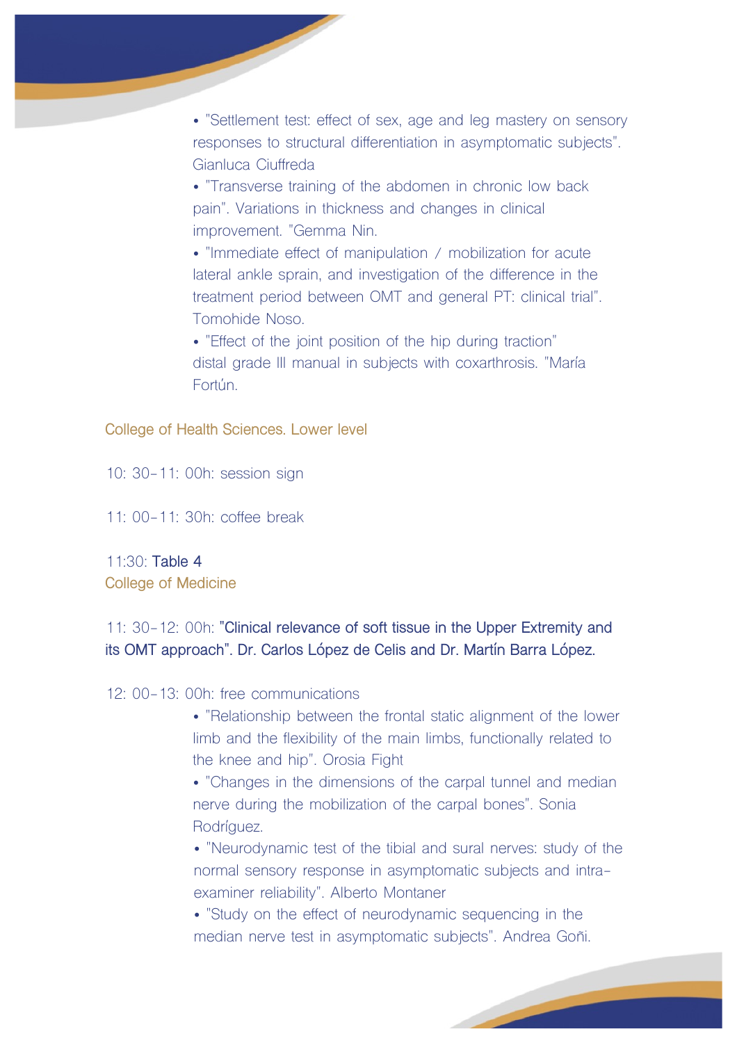- "Settlement test: effect of sex, age and leg mastery on sensory responses to structural differentiation in asymptomatic subjects". Gianluca Ciuffreda
- "Transverse training of the abdomen in chronic low back pain". Variations in thickness and changes in clinical improvement. "Gemma Nin.
- "Immediate effect of manipulation / mobilization for acute lateral ankle sprain, and investigation of the difference in the treatment period between OMT and general PT: clinical trial". Tomohide Noso.
- "Effect of the joint position of the hip during traction" distal grade III manual in subjects with coxarthrosis. "María Fortún.

College of Health Sciences. Lower level

10: 30-11: 00h: session sign

11: 00-11: 30h: coffee break

11:30: **Table 4**
College of Medicine

11: 30-12: 00h: **"Clinical relevance of soft tissue in the Upper Extremity and its OMT approach". Dr. Carlos López de Celis and Dr. Martín Barra López.**

12: 00-13: 00h: free communications

- "Relationship between the frontal static alignment of the lower limb and the flexibility of the main limbs, functionally related to the knee and hip". Orosia Fight
- "Changes in the dimensions of the carpal tunnel and median nerve during the mobilization of the carpal bones". Sonia Rodríguez.
- "Neurodynamic test of the tibial and sural nerves: study of the normal sensory response in asymptomatic subjects and intra-examiner reliability". Alberto Montaner
- "Study on the effect of neurodynamic sequencing in the median nerve test in asymptomatic subjects". Andrea Goñi.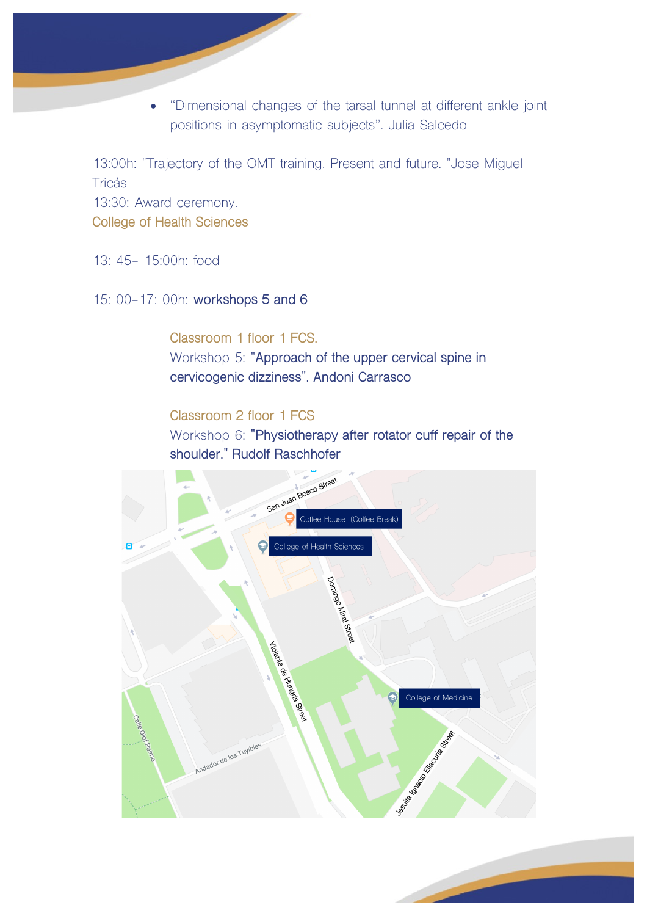- "Dimensional changes of the tarsal tunnel at different ankle joint positions in asymptomatic subjects". Julia Salcedo

13:00h: "Trajectory of the OMT training. Present and future. "Jose Miguel Tricás
13:30: Award ceremony.
College of Health Sciences

13: 45- 15:00h: food

15: 00-17: 00h: workshops 5 and 6

Classroom 1 floor 1 FCS.
Workshop 5: "Approach of the upper cervical spine in cervicogenic dizziness". Andoni Carrasco

Classroom 2 floor 1 FCS
Workshop 6: "Physiotherapy after rotator cuff repair of the shoulder." Rudolf Raschhofer

San Juan Bosco Street
Coffee House (Coffee Break)
College of Health Sciences
Domingo Miral Street
Violante de Hungría Street
College of Medicine
Calle Olof Palme
Andador de los Tuyibies
Jesuita Ignacio Ellacuría Street